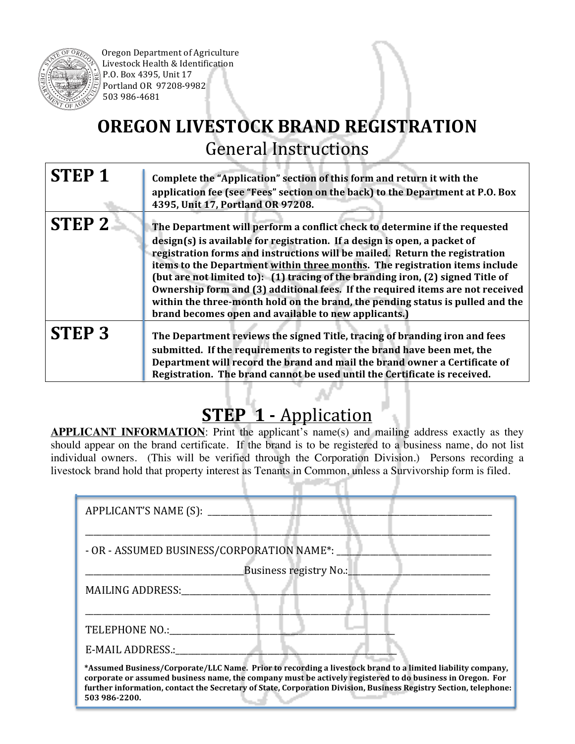Oregon Department of Agriculture
Livestock Health & Identification
P.O. Box 4395, Unit 17
Portland OR 97208-9982
503 986-4681

# OREGON LIVESTOCK BRAND REGISTRATION

## General Instructions

| | |
|---|---|
| **STEP 1** | **Complete the "Application" section of this form and return it with the application fee (see "Fees" section on the back) to the Department at P.O. Box 4395, Unit 17, Portland OR 97208.** |
| **STEP 2** | **The Department will perform a conflict check to determine if the requested design(s) is available for registration. If a design is open, a packet of registration forms and instructions will be mailed. Return the registration items to the Department <u>within three months</u>. The registration items include (but are not limited to): (1) tracing of the branding iron, (2) signed Title of Ownership form and (3) additional fees. If the required items are not received within the three-month hold on the brand, the pending status is pulled and the brand becomes open and available to new applicants.)** |
| **STEP 3** | **The Department reviews the signed Title, tracing of branding iron and fees submitted. If the requirements to register the brand have been met, the Department will record the brand and mail the brand owner a Certificate of Registration. The brand cannot be used until the Certificate is received.** |

## STEP 1 - Application

**APPLICANT INFORMATION**: Print the applicant's name(s) and mailing address exactly as they should appear on the brand certificate. If the brand is to be registered to a business name, do not list individual owners. (This will be verified through the Corporation Division.) Persons recording a livestock brand hold that property interest as Tenants in Common, unless a Survivorship form is filed.

APPLICANT'S NAME (S): ______________________________________________

______________________________________________

- OR - ASSUMED BUSINESS/CORPORATION NAME*: ______________________

______________________ Business registry No.: ______________________

MAILING ADDRESS: ______________________________________________

______________________________________________

TELEPHONE NO.: ______________________________

E-MAIL ADDRESS.: ______________________________

**\*Assumed Business/Corporate/LLC Name. Prior to recording a livestock brand to a limited liability company, corporate or assumed business name, the company must be actively registered to do business in Oregon. For further information, contact the Secretary of State, Corporation Division, Business Registry Section, telephone: 503 986-2200.**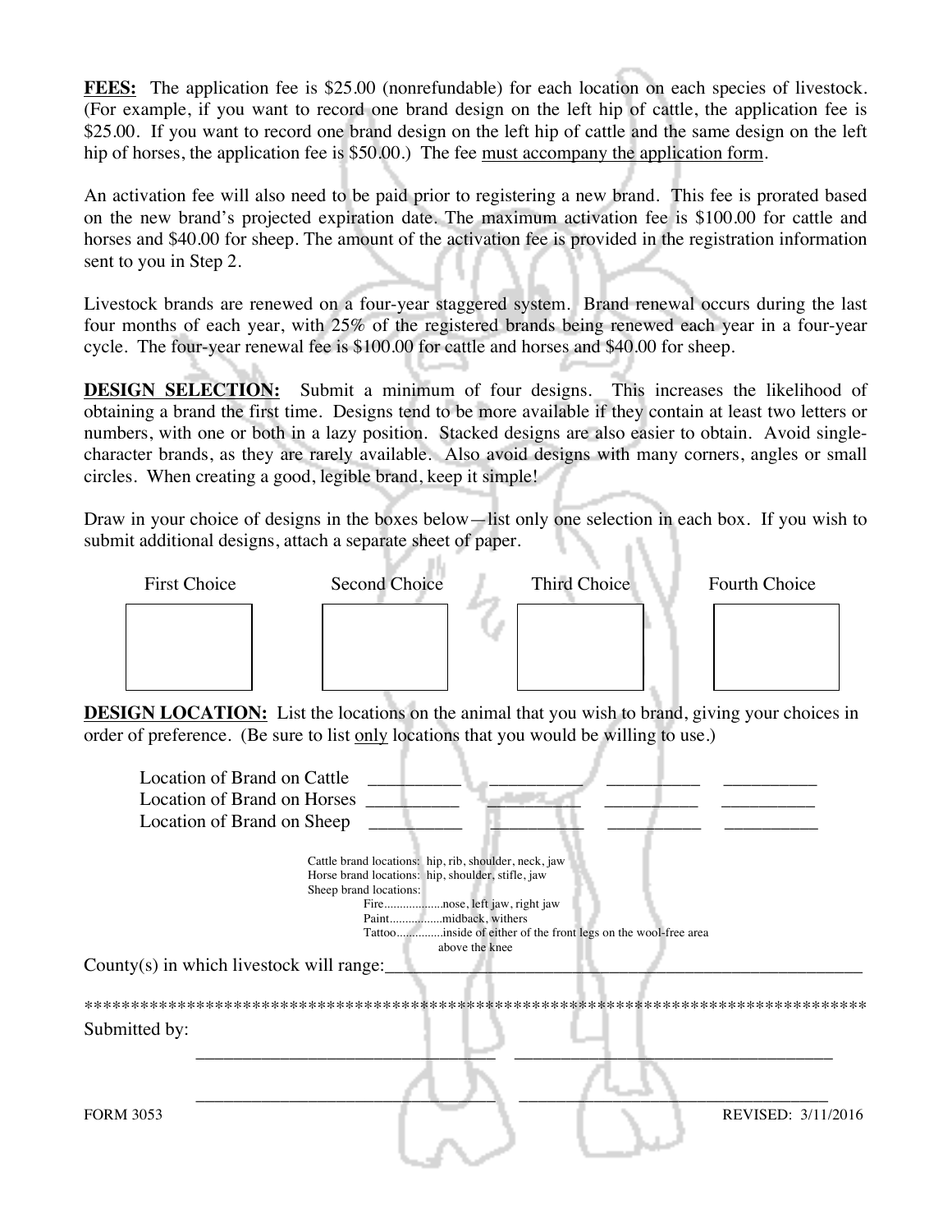**FEES:** The application fee is $25.00 (nonrefundable) for each location on each species of livestock. (For example, if you want to record one brand design on the left hip of cattle, the application fee is $25.00. If you want to record one brand design on the left hip of cattle and the same design on the left hip of horses, the application fee is $50.00.) The fee must accompany the application form.

An activation fee will also need to be paid prior to registering a new brand. This fee is prorated based on the new brand's projected expiration date. The maximum activation fee is $100.00 for cattle and horses and $40.00 for sheep. The amount of the activation fee is provided in the registration information sent to you in Step 2.

Livestock brands are renewed on a four-year staggered system. Brand renewal occurs during the last four months of each year, with 25% of the registered brands being renewed each year in a four-year cycle. The four-year renewal fee is $100.00 for cattle and horses and $40.00 for sheep.

**DESIGN SELECTION:** Submit a minimum of four designs. This increases the likelihood of obtaining a brand the first time. Designs tend to be more available if they contain at least two letters or numbers, with one or both in a lazy position. Stacked designs are also easier to obtain. Avoid single-character brands, as they are rarely available. Also avoid designs with many corners, angles or small circles. When creating a good, legible brand, keep it simple!

Draw in your choice of designs in the boxes below—list only one selection in each box. If you wish to submit additional designs, attach a separate sheet of paper.

| First Choice | Second Choice | Third Choice | Fourth Choice |
|---|---|---|---|
| | | | |

**DESIGN LOCATION:** List the locations on the animal that you wish to brand, giving your choices in order of preference. (Be sure to list only locations that you would be willing to use.)

Location of Brand on Cattle __________ __________ __________ __________
Location of Brand on Horses __________ __________ __________ __________
Location of Brand on Sheep __________ __________ __________ __________

Cattle brand locations: hip, rib, shoulder, neck, jaw
Horse brand locations: hip, shoulder, stifle, jaw
Sheep brand locations:
Fire..................nose, left jaw, right jaw
Paint................midback, withers
Tattoo..............inside of either of the front legs on the wool-free area above the knee

County(s) in which livestock will range:_______________________________________________________

*****************************************************************************************

Submitted by:

_________________________________ ___________________________________

_________________________________ ___________________________________

FORM 3053 REVISED: 3/11/2016